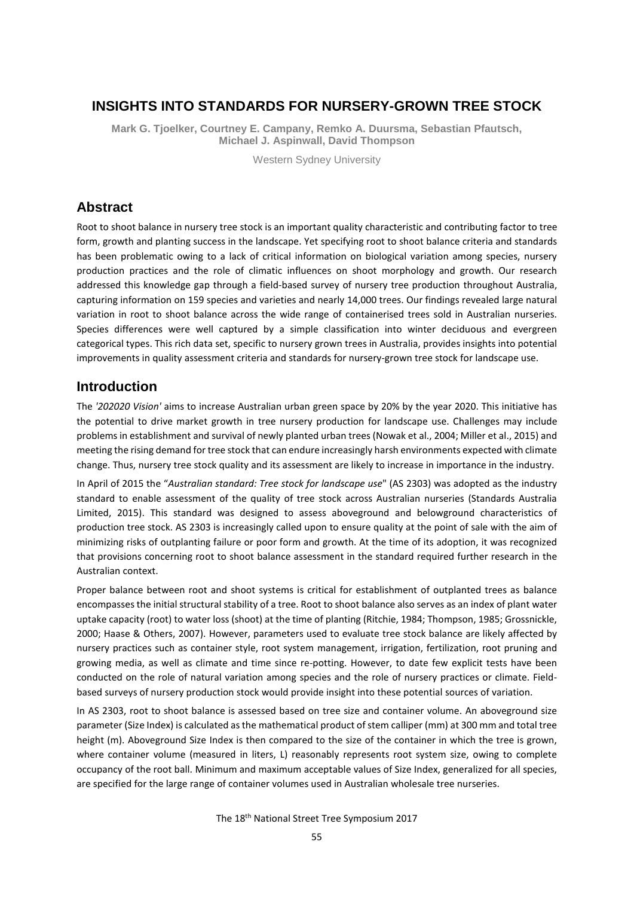# INSIGHTS INTO STANDARDS FOR NURSERY-GROWN TREE STOCK

**Mark G. Tjoelker, Courtney E. Campany, Remko A. Duursma, Sebastian Pfautsch, Michael J. Aspinwall, David Thompson**

Western Sydney University

## Abstract

Root to shoot balance in nursery tree stock is an important quality characteristic and contributing factor to tree form, growth and planting success in the landscape. Yet specifying root to shoot balance criteria and standards has been problematic owing to a lack of critical information on biological variation among species, nursery production practices and the role of climatic influences on shoot morphology and growth. Our research addressed this knowledge gap through a field-based survey of nursery tree production throughout Australia, capturing information on 159 species and varieties and nearly 14,000 trees. Our findings revealed large natural variation in root to shoot balance across the wide range of containerised trees sold in Australian nurseries. Species differences were well captured by a simple classification into winter deciduous and evergreen categorical types. This rich data set, specific to nursery grown trees in Australia, provides insights into potential improvements in quality assessment criteria and standards for nursery-grown tree stock for landscape use.

## Introduction

The *'202020 Vision'* aims to increase Australian urban green space by 20% by the year 2020. This initiative has the potential to drive market growth in tree nursery production for landscape use. Challenges may include problems in establishment and survival of newly planted urban trees (Nowak et al., 2004; Miller et al., 2015) and meeting the rising demand for tree stock that can endure increasingly harsh environments expected with climate change. Thus, nursery tree stock quality and its assessment are likely to increase in importance in the industry.

In April of 2015 the "*Australian standard: Tree stock for landscape use*" (AS 2303) was adopted as the industry standard to enable assessment of the quality of tree stock across Australian nurseries (Standards Australia Limited, 2015). This standard was designed to assess aboveground and belowground characteristics of production tree stock. AS 2303 is increasingly called upon to ensure quality at the point of sale with the aim of minimizing risks of outplanting failure or poor form and growth. At the time of its adoption, it was recognized that provisions concerning root to shoot balance assessment in the standard required further research in the Australian context.

Proper balance between root and shoot systems is critical for establishment of outplanted trees as balance encompasses the initial structural stability of a tree. Root to shoot balance also serves as an index of plant water uptake capacity (root) to water loss (shoot) at the time of planting (Ritchie, 1984; Thompson, 1985; Grossnickle, 2000; Haase & Others, 2007). However, parameters used to evaluate tree stock balance are likely affected by nursery practices such as container style, root system management, irrigation, fertilization, root pruning and growing media, as well as climate and time since re-potting. However, to date few explicit tests have been conducted on the role of natural variation among species and the role of nursery practices or climate. Field-based surveys of nursery production stock would provide insight into these potential sources of variation.

In AS 2303, root to shoot balance is assessed based on tree size and container volume. An aboveground size parameter (Size Index) is calculated as the mathematical product of stem calliper (mm) at 300 mm and total tree height (m). Aboveground Size Index is then compared to the size of the container in which the tree is grown, where container volume (measured in liters, L) reasonably represents root system size, owing to complete occupancy of the root ball. Minimum and maximum acceptable values of Size Index, generalized for all species, are specified for the large range of container volumes used in Australian wholesale tree nurseries.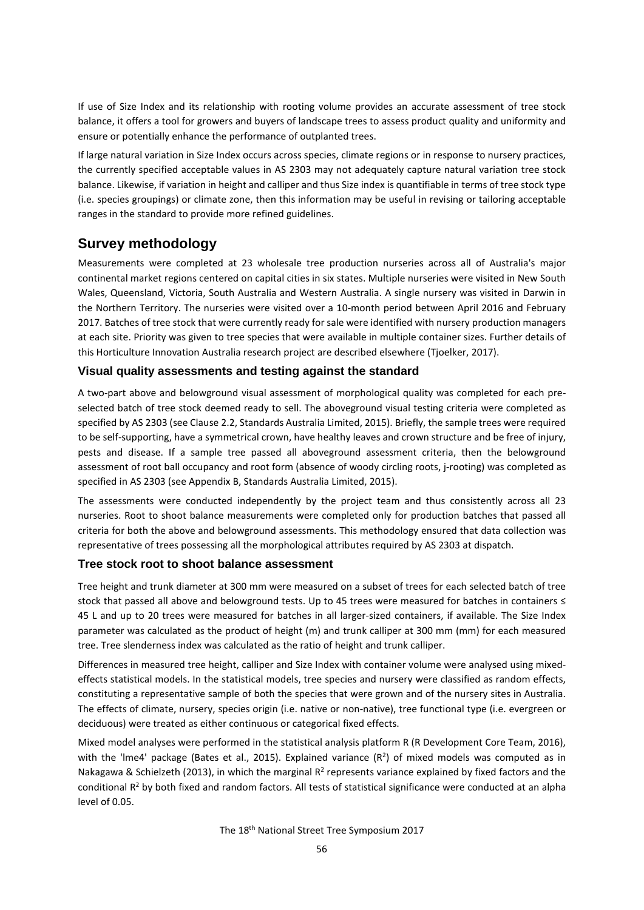If use of Size Index and its relationship with rooting volume provides an accurate assessment of tree stock balance, it offers a tool for growers and buyers of landscape trees to assess product quality and uniformity and ensure or potentially enhance the performance of outplanted trees.

If large natural variation in Size Index occurs across species, climate regions or in response to nursery practices, the currently specified acceptable values in AS 2303 may not adequately capture natural variation tree stock balance. Likewise, if variation in height and calliper and thus Size index is quantifiable in terms of tree stock type (i.e. species groupings) or climate zone, then this information may be useful in revising or tailoring acceptable ranges in the standard to provide more refined guidelines.

## Survey methodology

Measurements were completed at 23 wholesale tree production nurseries across all of Australia's major continental market regions centered on capital cities in six states. Multiple nurseries were visited in New South Wales, Queensland, Victoria, South Australia and Western Australia. A single nursery was visited in Darwin in the Northern Territory. The nurseries were visited over a 10-month period between April 2016 and February 2017. Batches of tree stock that were currently ready for sale were identified with nursery production managers at each site. Priority was given to tree species that were available in multiple container sizes. Further details of this Horticulture Innovation Australia research project are described elsewhere (Tjoelker, 2017).

### Visual quality assessments and testing against the standard

A two-part above and belowground visual assessment of morphological quality was completed for each pre-selected batch of tree stock deemed ready to sell. The aboveground visual testing criteria were completed as specified by AS 2303 (see Clause 2.2, Standards Australia Limited, 2015). Briefly, the sample trees were required to be self-supporting, have a symmetrical crown, have healthy leaves and crown structure and be free of injury, pests and disease. If a sample tree passed all aboveground assessment criteria, then the belowground assessment of root ball occupancy and root form (absence of woody circling roots, j-rooting) was completed as specified in AS 2303 (see Appendix B, Standards Australia Limited, 2015).

The assessments were conducted independently by the project team and thus consistently across all 23 nurseries. Root to shoot balance measurements were completed only for production batches that passed all criteria for both the above and belowground assessments. This methodology ensured that data collection was representative of trees possessing all the morphological attributes required by AS 2303 at dispatch.

### Tree stock root to shoot balance assessment

Tree height and trunk diameter at 300 mm were measured on a subset of trees for each selected batch of tree stock that passed all above and belowground tests. Up to 45 trees were measured for batches in containers ≤ 45 L and up to 20 trees were measured for batches in all larger-sized containers, if available. The Size Index parameter was calculated as the product of height (m) and trunk calliper at 300 mm (mm) for each measured tree. Tree slenderness index was calculated as the ratio of height and trunk calliper.

Differences in measured tree height, calliper and Size Index with container volume were analysed using mixed-effects statistical models. In the statistical models, tree species and nursery were classified as random effects, constituting a representative sample of both the species that were grown and of the nursery sites in Australia. The effects of climate, nursery, species origin (i.e. native or non-native), tree functional type (i.e. evergreen or deciduous) were treated as either continuous or categorical fixed effects.

Mixed model analyses were performed in the statistical analysis platform R (R Development Core Team, 2016), with the 'lme4' package (Bates et al., 2015). Explained variance ($R^2$) of mixed models was computed as in Nakagawa & Schielzeth (2013), in which the marginal $R^2$ represents variance explained by fixed factors and the conditional $R^2$ by both fixed and random factors. All tests of statistical significance were conducted at an alpha level of 0.05.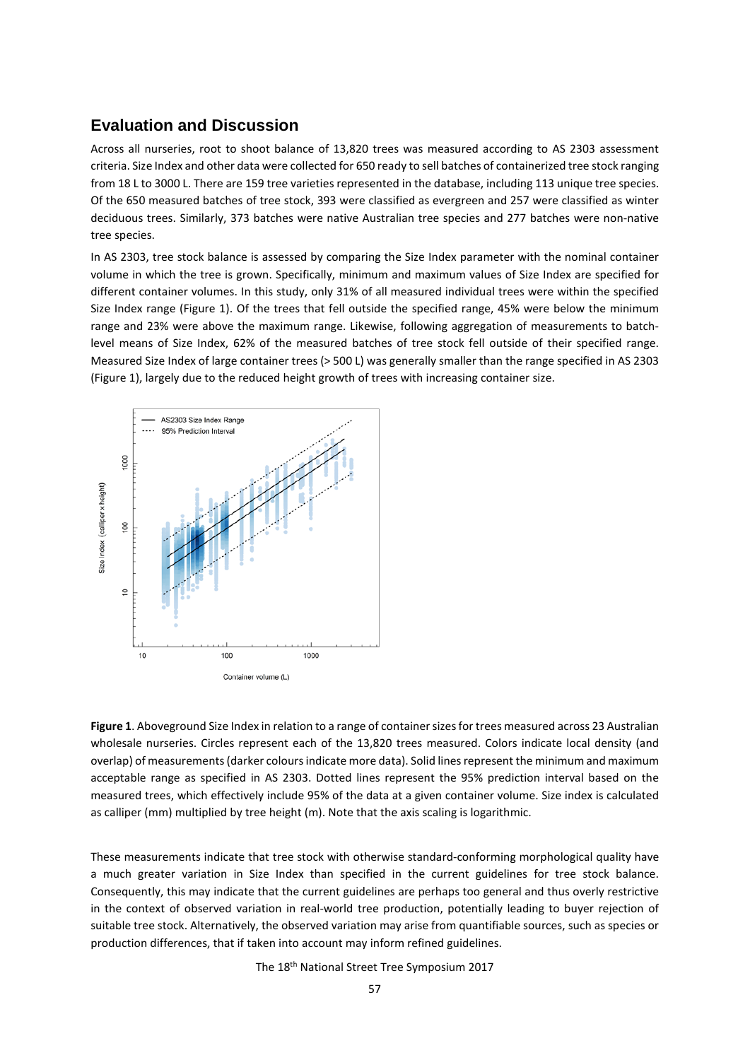## Evaluation and Discussion

Across all nurseries, root to shoot balance of 13,820 trees was measured according to AS 2303 assessment criteria. Size Index and other data were collected for 650 ready to sell batches of containerized tree stock ranging from 18 L to 3000 L. There are 159 tree varieties represented in the database, including 113 unique tree species. Of the 650 measured batches of tree stock, 393 were classified as evergreen and 257 were classified as winter deciduous trees. Similarly, 373 batches were native Australian tree species and 277 batches were non-native tree species.

In AS 2303, tree stock balance is assessed by comparing the Size Index parameter with the nominal container volume in which the tree is grown. Specifically, minimum and maximum values of Size Index are specified for different container volumes. In this study, only 31% of all measured individual trees were within the specified Size Index range (Figure 1). Of the trees that fell outside the specified range, 45% were below the minimum range and 23% were above the maximum range. Likewise, following aggregation of measurements to batch-level means of Size Index, 62% of the measured batches of tree stock fell outside of their specified range. Measured Size Index of large container trees (> 500 L) was generally smaller than the range specified in AS 2303 (Figure 1), largely due to the reduced height growth of trees with increasing container size.

**Figure 1**. Aboveground Size Index in relation to a range of container sizes for trees measured across 23 Australian wholesale nurseries. Circles represent each of the 13,820 trees measured. Colors indicate local density (and overlap) of measurements (darker colours indicate more data). Solid lines represent the minimum and maximum acceptable range as specified in AS 2303. Dotted lines represent the 95% prediction interval based on the measured trees, which effectively include 95% of the data at a given container volume. Size index is calculated as calliper (mm) multiplied by tree height (m). Note that the axis scaling is logarithmic.

These measurements indicate that tree stock with otherwise standard-conforming morphological quality have a much greater variation in Size Index than specified in the current guidelines for tree stock balance. Consequently, this may indicate that the current guidelines are perhaps too general and thus overly restrictive in the context of observed variation in real-world tree production, potentially leading to buyer rejection of suitable tree stock. Alternatively, the observed variation may arise from quantifiable sources, such as species or production differences, that if taken into account may inform refined guidelines.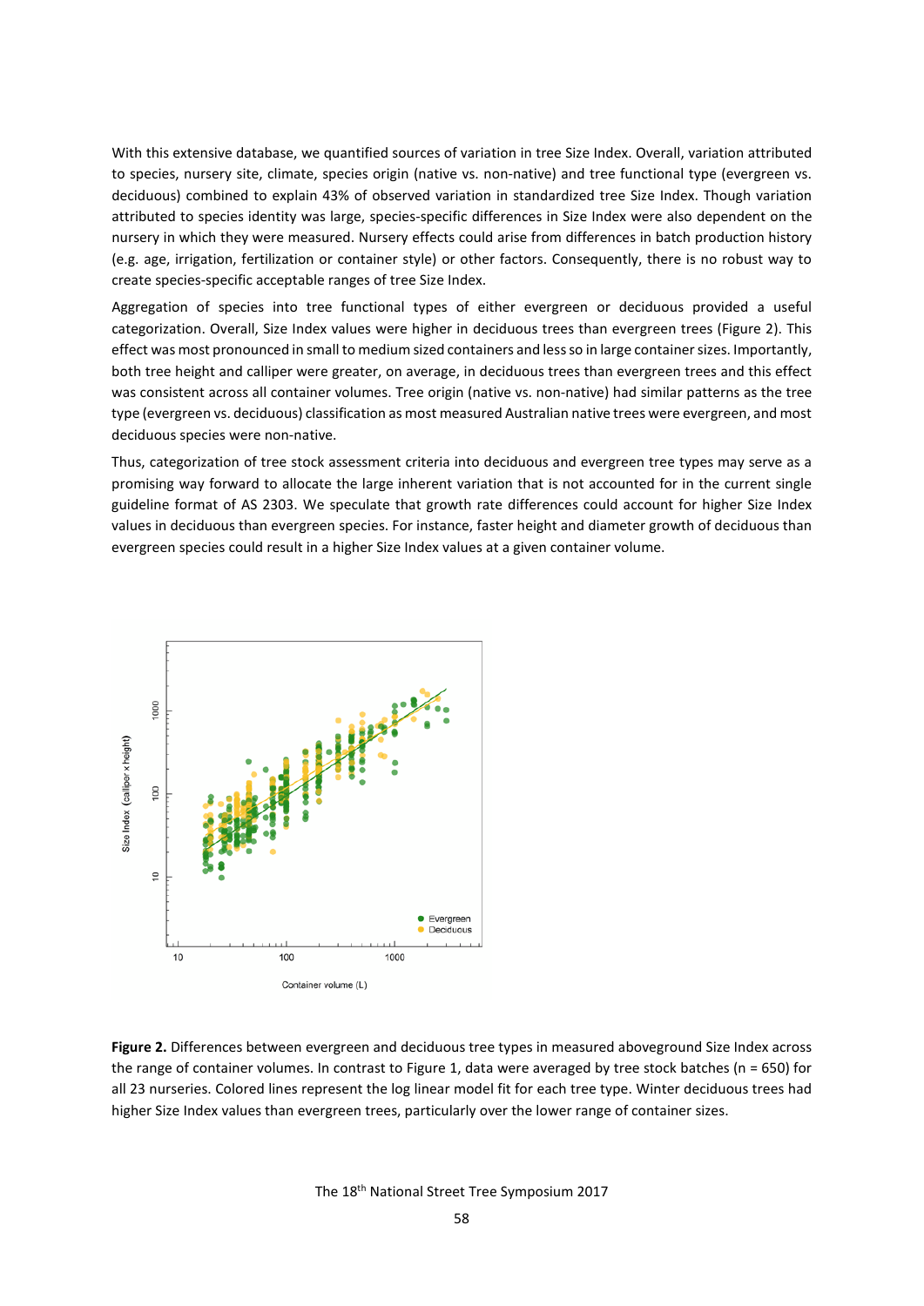With this extensive database, we quantified sources of variation in tree Size Index. Overall, variation attributed to species, nursery site, climate, species origin (native vs. non-native) and tree functional type (evergreen vs. deciduous) combined to explain 43% of observed variation in standardized tree Size Index. Though variation attributed to species identity was large, species-specific differences in Size Index were also dependent on the nursery in which they were measured. Nursery effects could arise from differences in batch production history (e.g. age, irrigation, fertilization or container style) or other factors. Consequently, there is no robust way to create species-specific acceptable ranges of tree Size Index.

Aggregation of species into tree functional types of either evergreen or deciduous provided a useful categorization. Overall, Size Index values were higher in deciduous trees than evergreen trees (Figure 2). This effect was most pronounced in small to medium sized containers and less so in large container sizes. Importantly, both tree height and calliper were greater, on average, in deciduous trees than evergreen trees and this effect was consistent across all container volumes. Tree origin (native vs. non-native) had similar patterns as the tree type (evergreen vs. deciduous) classification as most measured Australian native trees were evergreen, and most deciduous species were non-native.

Thus, categorization of tree stock assessment criteria into deciduous and evergreen tree types may serve as a promising way forward to allocate the large inherent variation that is not accounted for in the current single guideline format of AS 2303. We speculate that growth rate differences could account for higher Size Index values in deciduous than evergreen species. For instance, faster height and diameter growth of deciduous than evergreen species could result in a higher Size Index values at a given container volume.

**Figure 2.** Differences between evergreen and deciduous tree types in measured aboveground Size Index across the range of container volumes. In contrast to Figure 1, data were averaged by tree stock batches (n = 650) for all 23 nurseries. Colored lines represent the log linear model fit for each tree type. Winter deciduous trees had higher Size Index values than evergreen trees, particularly over the lower range of container sizes.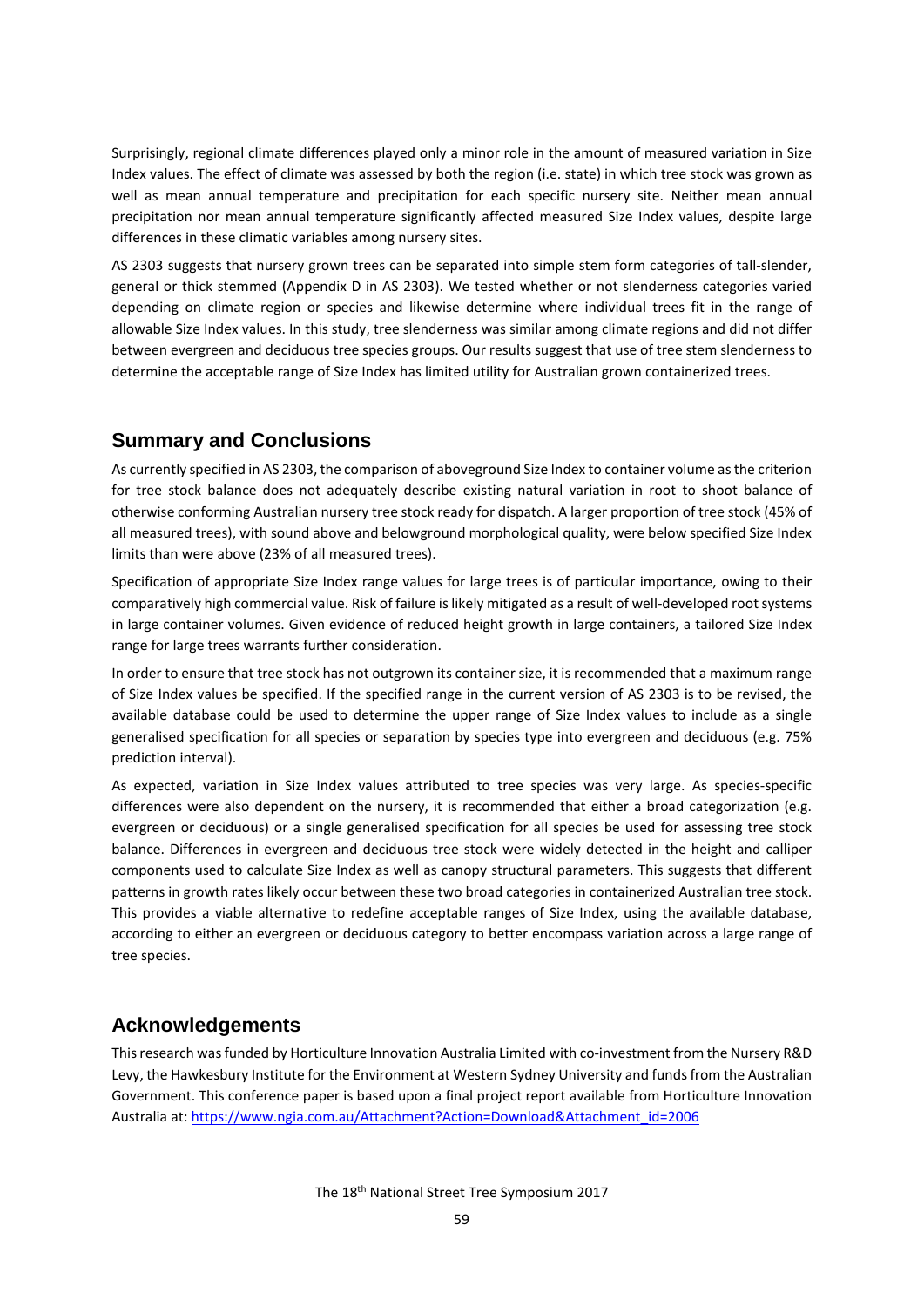Surprisingly, regional climate differences played only a minor role in the amount of measured variation in Size Index values. The effect of climate was assessed by both the region (i.e. state) in which tree stock was grown as well as mean annual temperature and precipitation for each specific nursery site. Neither mean annual precipitation nor mean annual temperature significantly affected measured Size Index values, despite large differences in these climatic variables among nursery sites.

AS 2303 suggests that nursery grown trees can be separated into simple stem form categories of tall-slender, general or thick stemmed (Appendix D in AS 2303). We tested whether or not slenderness categories varied depending on climate region or species and likewise determine where individual trees fit in the range of allowable Size Index values. In this study, tree slenderness was similar among climate regions and did not differ between evergreen and deciduous tree species groups. Our results suggest that use of tree stem slenderness to determine the acceptable range of Size Index has limited utility for Australian grown containerized trees.

## Summary and Conclusions

As currently specified in AS 2303, the comparison of aboveground Size Index to container volume as the criterion for tree stock balance does not adequately describe existing natural variation in root to shoot balance of otherwise conforming Australian nursery tree stock ready for dispatch. A larger proportion of tree stock (45% of all measured trees), with sound above and belowground morphological quality, were below specified Size Index limits than were above (23% of all measured trees).

Specification of appropriate Size Index range values for large trees is of particular importance, owing to their comparatively high commercial value. Risk of failure is likely mitigated as a result of well-developed root systems in large container volumes. Given evidence of reduced height growth in large containers, a tailored Size Index range for large trees warrants further consideration.

In order to ensure that tree stock has not outgrown its container size, it is recommended that a maximum range of Size Index values be specified. If the specified range in the current version of AS 2303 is to be revised, the available database could be used to determine the upper range of Size Index values to include as a single generalised specification for all species or separation by species type into evergreen and deciduous (e.g. 75% prediction interval).

As expected, variation in Size Index values attributed to tree species was very large. As species-specific differences were also dependent on the nursery, it is recommended that either a broad categorization (e.g. evergreen or deciduous) or a single generalised specification for all species be used for assessing tree stock balance. Differences in evergreen and deciduous tree stock were widely detected in the height and calliper components used to calculate Size Index as well as canopy structural parameters. This suggests that different patterns in growth rates likely occur between these two broad categories in containerized Australian tree stock. This provides a viable alternative to redefine acceptable ranges of Size Index, using the available database, according to either an evergreen or deciduous category to better encompass variation across a large range of tree species.

## Acknowledgements

This research was funded by Horticulture Innovation Australia Limited with co-investment from the Nursery R&D Levy, the Hawkesbury Institute for the Environment at Western Sydney University and funds from the Australian Government. This conference paper is based upon a final project report available from Horticulture Innovation Australia at: https://www.ngia.com.au/Attachment?Action=Download&Attachment_id=2006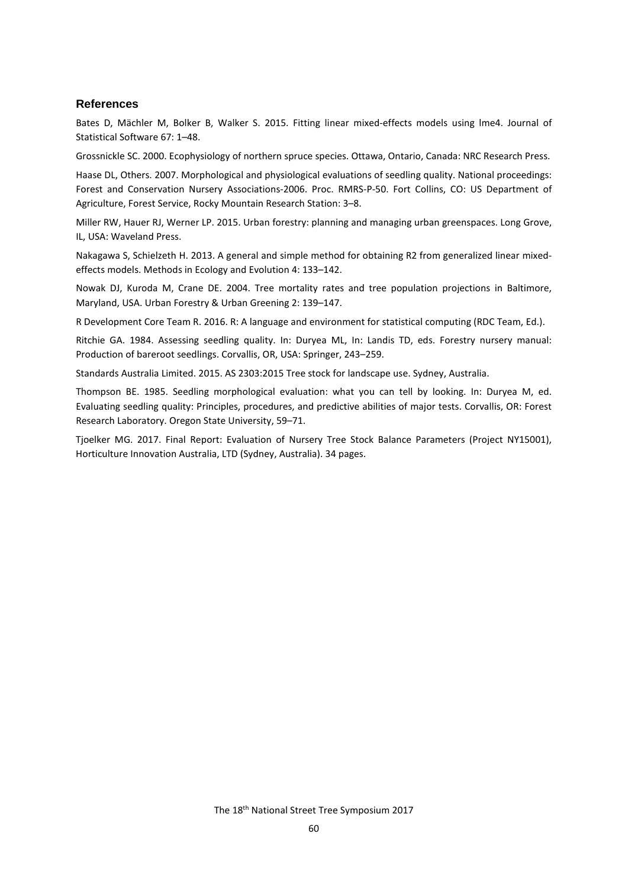## References

Bates D, Mächler M, Bolker B, Walker S. 2015. Fitting linear mixed-effects models using lme4. Journal of Statistical Software 67: 1–48.

Grossnickle SC. 2000. Ecophysiology of northern spruce species. Ottawa, Ontario, Canada: NRC Research Press.

Haase DL, Others. 2007. Morphological and physiological evaluations of seedling quality. National proceedings: Forest and Conservation Nursery Associations-2006. Proc. RMRS-P-50. Fort Collins, CO: US Department of Agriculture, Forest Service, Rocky Mountain Research Station: 3–8.

Miller RW, Hauer RJ, Werner LP. 2015. Urban forestry: planning and managing urban greenspaces. Long Grove, IL, USA: Waveland Press.

Nakagawa S, Schielzeth H. 2013. A general and simple method for obtaining R2 from generalized linear mixed-effects models. Methods in Ecology and Evolution 4: 133–142.

Nowak DJ, Kuroda M, Crane DE. 2004. Tree mortality rates and tree population projections in Baltimore, Maryland, USA. Urban Forestry & Urban Greening 2: 139–147.

R Development Core Team R. 2016. R: A language and environment for statistical computing (RDC Team, Ed.).

Ritchie GA. 1984. Assessing seedling quality. In: Duryea ML, In: Landis TD, eds. Forestry nursery manual: Production of bareroot seedlings. Corvallis, OR, USA: Springer, 243–259.

Standards Australia Limited. 2015. AS 2303:2015 Tree stock for landscape use. Sydney, Australia.

Thompson BE. 1985. Seedling morphological evaluation: what you can tell by looking. In: Duryea M, ed. Evaluating seedling quality: Principles, procedures, and predictive abilities of major tests. Corvallis, OR: Forest Research Laboratory. Oregon State University, 59–71.

Tjoelker MG. 2017. Final Report: Evaluation of Nursery Tree Stock Balance Parameters (Project NY15001), Horticulture Innovation Australia, LTD (Sydney, Australia). 34 pages.